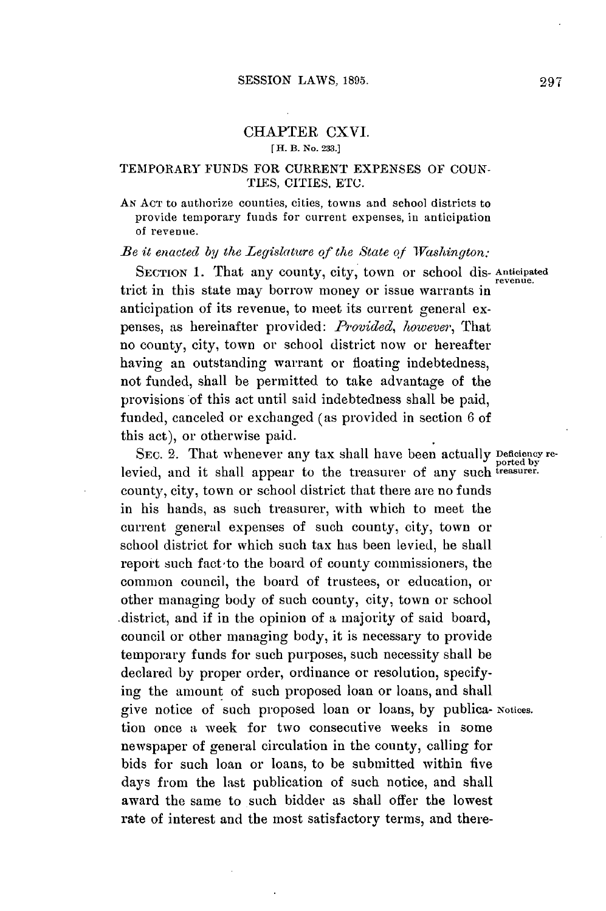## CHAPTER CXVI.

[H. B. No. 233.]

### TEMPORARY FUNDS FOR CURRENT EXPENSES OF COUNTIES, CITIES, ETC.

AN ACT to authorize counties, cities, towns and school districts to provide temporary funds for current expenses, in anticipation of revenue.

*Be it enacted by the Legislature of the State of Washington:*

SECTION 1. That any county, city, town or school district in this state may borrow money or issue warrants in anticipation of its revenue, to meet its current general expenses, as hereinafter provided: *Provided, however*, That no county, city, town or school district now or hereafter having an outstanding warrant or floating indebtedness, not funded, shall be permitted to take advantage of the provisions of this act until said indebtedness shall be paid, funded, canceled or exchanged (as provided in section 6 of this act), or otherwise paid.

Anticipated revenue.

SEC. 2. That whenever any tax shall have been actually levied, and it shall appear to the treasurer of any such county, city, town or school district that there are no funds in his hands, as such treasurer, with which to meet the current general expenses of such county, city, town or school district for which such tax has been levied, he shall report such fact to the board of county commissioners, the common council, the board of trustees, or education, or other managing body of such county, city, town or school district, and if in the opinion of a majority of said board, council or other managing body, it is necessary to provide temporary funds for such purposes, such necessity shall be declared by proper order, ordinance or resolution, specifying the amount of such proposed loan or loans, and shall give notice of such proposed loan or loans, by publication once a week for two consecutive weeks in some newspaper of general circulation in the county, calling for bids for such loan or loans, to be submitted within five days from the last publication of such notice, and shall award the same to such bidder as shall offer the lowest rate of interest and the most satisfactory terms, and there-

Deficiency reported by treasurer.

Notices.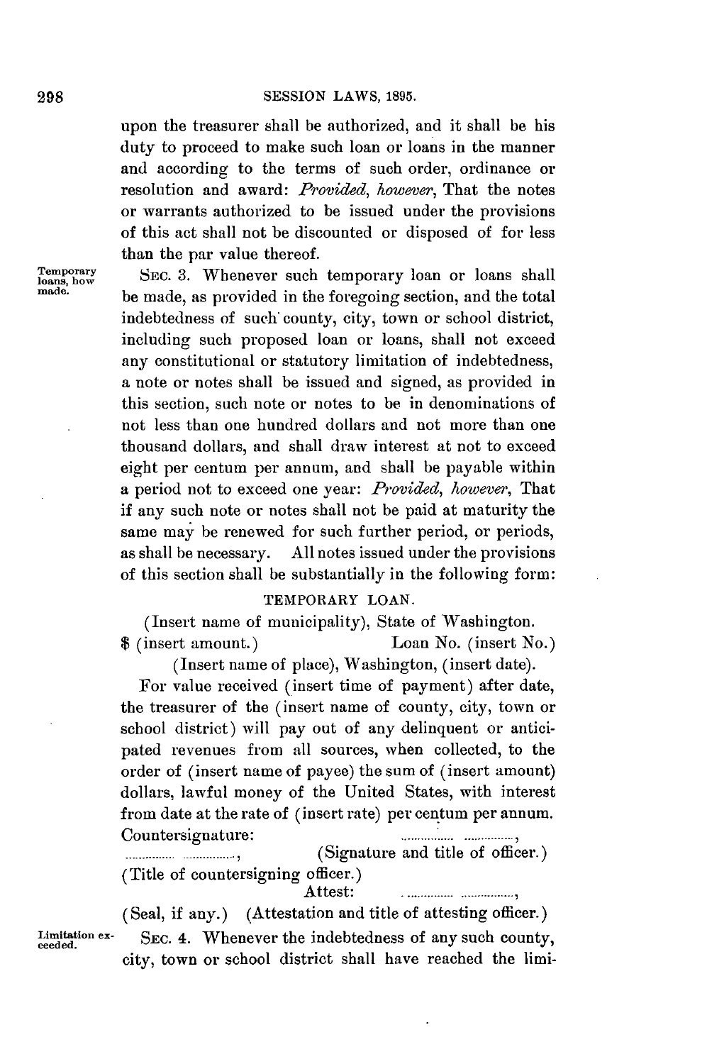upon the treasurer shall be authorized, and it shall be his duty to proceed to make such loan or loans in the manner and according to the terms of such order, ordinance or resolution and award: *Provided, however*, That the notes or warrants authorized to be issued under the provisions of this act shall not be discounted or disposed of for less than the par value thereof.

Temporary loans, how made.

SEC. 3. Whenever such temporary loan or loans shall be made, as provided in the foregoing section, and the total indebtedness of such county, city, town or school district, including such proposed loan or loans, shall not exceed any constitutional or statutory limitation of indebtedness, a note or notes shall be issued and signed, as provided in this section, such note or notes to be in denominations of not less than one hundred dollars and not more than one thousand dollars, and shall draw interest at not to exceed eight per centum per annum, and shall be payable within a period not to exceed one year: *Provided, however*, That if any such note or notes shall not be paid at maturity the same may be renewed for such further period, or periods, as shall be necessary. All notes issued under the provisions of this section shall be substantially in the following form:

TEMPORARY LOAN.

(Insert name of municipality), State of Washington.

$ (insert amount.) Loan No. (insert No.)

(Insert name of place), Washington, (insert date).

For value received (insert time of payment) after date, the treasurer of the (insert name of county, city, town or school district) will pay out of any delinquent or anticipated revenues from all sources, when collected, to the order of (insert name of payee) the sum of (insert amount) dollars, lawful money of the United States, with interest from date at the rate of (insert rate) per centum per annum.

Countersignature: ............... ..............,

............... ..............., (Signature and title of officer.)

(Title of countersigning officer.)

Attest: ............... ...............,

(Seal, if any.) (Attestation and title of attesting officer.)

Limitation exceeded.

SEC. 4. Whenever the indebtedness of any such county, city, town or school district shall have reached the limi-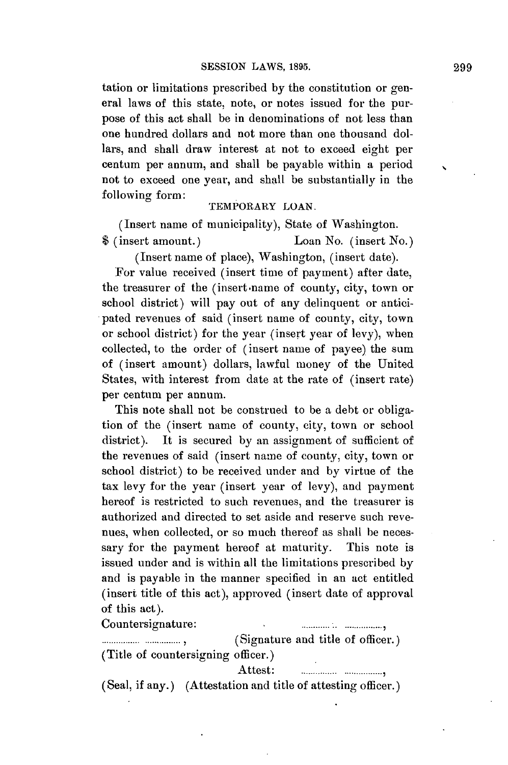tation or limitations prescribed by the constitution or general laws of this state, note, or notes issued for the purpose of this act shall be in denominations of not less than one hundred dollars and not more than one thousand dollars, and shall draw interest at not to exceed eight per centum per annum, and shall be payable within a period not to exceed one year, and shall be substantially in the following form:

TEMPORARY LOAN.

(Insert name of municipality), State of Washington.

$ (insert amount.) Loan No. (insert No.)

(Insert name of place), Washington, (insert date).

For value received (insert time of payment) after date, the treasurer of the (insert name of county, city, town or school district) will pay out of any delinquent or anticipated revenues of said (insert name of county, city, town or school district) for the year (insert year of levy), when collected, to the order of (insert name of payee) the sum of (insert amount) dollars, lawful money of the United States, with interest from date at the rate of (insert rate) per centum per annum.

This note shall not be construed to be a debt or obligation of the (insert name of county, city, town or school district). It is secured by an assignment of sufficient of the revenues of said (insert name of county, city, town or school district) to be received under and by virtue of the tax levy for the year (insert year of levy), and payment hereof is restricted to such revenues, and the treasurer is authorized and directed to set aside and reserve such revenues, when collected, or so much thereof as shall be necessary for the payment hereof at maturity. This note is issued under and is within all the limitations prescribed by and is payable in the manner specified in an act entitled (insert title of this act), approved (insert date of approval of this act).

Countersignature: ............ ................,

................ ..............., (Signature and title of officer.)

(Title of countersigning officer.)

Attest: ............... ...............,

(Seal, if any.) (Attestation and title of attesting officer.)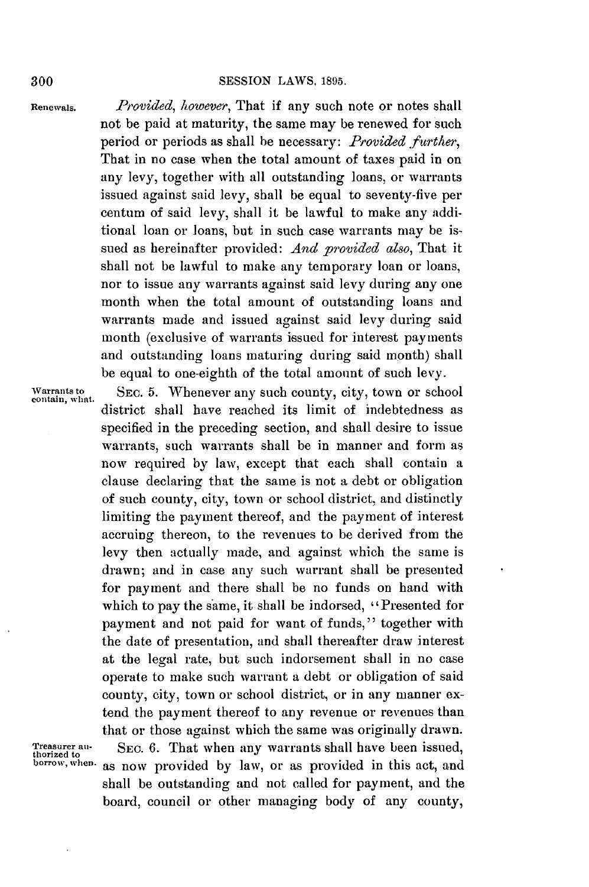**Renewals.** *Provided, however*, That if any such note or notes shall not be paid at maturity, the same may be renewed for such period or periods as shall be necessary: *Provided further*, That in no case when the total amount of taxes paid in on any levy, together with all outstanding loans, or warrants issued against said levy, shall be equal to seventy-five per centum of said levy, shall it be lawful to make any additional loan or loans, but in such case warrants may be issued as hereinafter provided: *And provided also*, That it shall not be lawful to make any temporary loan or loans, nor to issue any warrants against said levy during any one month when the total amount of outstanding loans and warrants made and issued against said levy during said month (exclusive of warrants issued for interest payments and outstanding loans maturing during said month) shall be equal to one-eighth of the total amount of such levy.

**Warrants to contain, what.** SEC. 5. Whenever any such county, city, town or school district shall have reached its limit of indebtedness as specified in the preceding section, and shall desire to issue warrants, such warrants shall be in manner and form as now required by law, except that each shall contain a clause declaring that the same is not a debt or obligation of such county, city, town or school district, and distinctly limiting the payment thereof, and the payment of interest accruing thereon, to the revenues to be derived from the levy then actually made, and against which the same is drawn; and in case any such warrant shall be presented for payment and there shall be no funds on hand with which to pay the same, it shall be indorsed, "Presented for payment and not paid for want of funds," together with the date of presentation, and shall thereafter draw interest at the legal rate, but such indorsement shall in no case operate to make such warrant a debt or obligation of said county, city, town or school district, or in any manner extend the payment thereof to any revenue or revenues than that or those against which the same was originally drawn.

**Treasurer authorized to borrow, when.** SEC. 6. That when any warrants shall have been issued, as now provided by law, or as provided in this act, and shall be outstanding and not called for payment, and the board, council or other managing body of any county,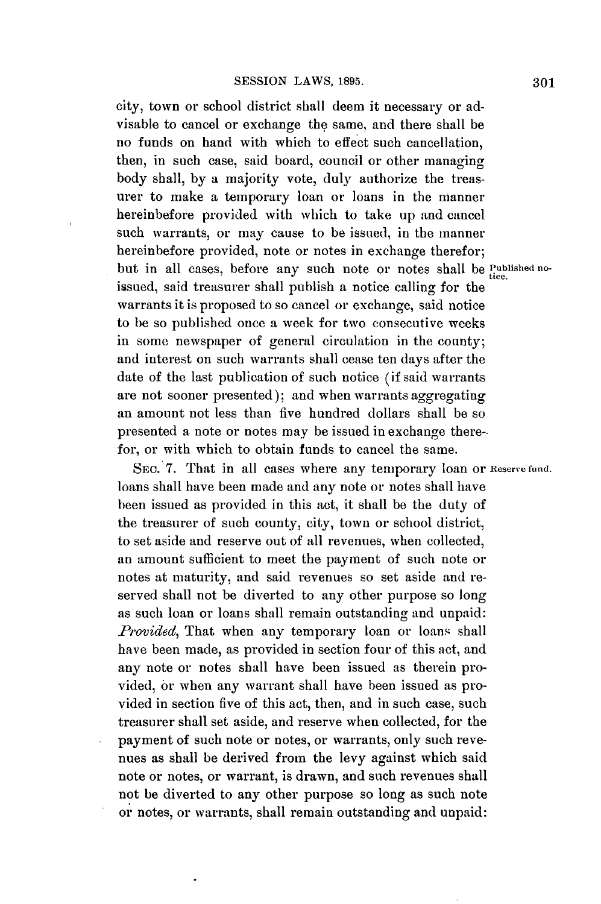city, town or school district shall deem it necessary or advisable to cancel or exchange the same, and there shall be no funds on hand with which to effect such cancellation, then, in such case, said board, council or other managing body shall, by a majority vote, duly authorize the treasurer to make a temporary loan or loans in the manner hereinbefore provided with which to take up and cancel such warrants, or may cause to be issued, in the manner hereinbefore provided, note or notes in exchange therefor; but in all cases, before any such note or notes shall be issued, said treasurer shall publish a notice calling for the warrants it is proposed to so cancel or exchange, said notice to be so published once a week for two consecutive weeks in some newspaper of general circulation in the county; and interest on such warrants shall cease ten days after the date of the last publication of such notice (if said warrants are not sooner presented); and when warrants aggregating an amount not less than five hundred dollars shall be so presented a note or notes may be issued in exchange therefor, or with which to obtain funds to cancel the same.

Published notice.

SEC. 7. That in all cases where any temporary loan or loans shall have been made and any note or notes shall have been issued as provided in this act, it shall be the duty of the treasurer of such county, city, town or school district, to set aside and reserve out of all revenues, when collected, an amount sufficient to meet the payment of such note or notes at maturity, and said revenues so set aside and reserved shall not be diverted to any other purpose so long as such loan or loans shall remain outstanding and unpaid: *Provided*, That when any temporary loan or loans shall have been made, as provided in section four of this act, and any note or notes shall have been issued as therein provided, or when any warrant shall have been issued as provided in section five of this act, then, and in such case, such treasurer shall set aside, and reserve when collected, for the payment of such note or notes, or warrants, only such revenues as shall be derived from the levy against which said note or notes, or warrant, is drawn, and such revenues shall not be diverted to any other purpose so long as such note or notes, or warrants, shall remain outstanding and unpaid:

Reserve fund.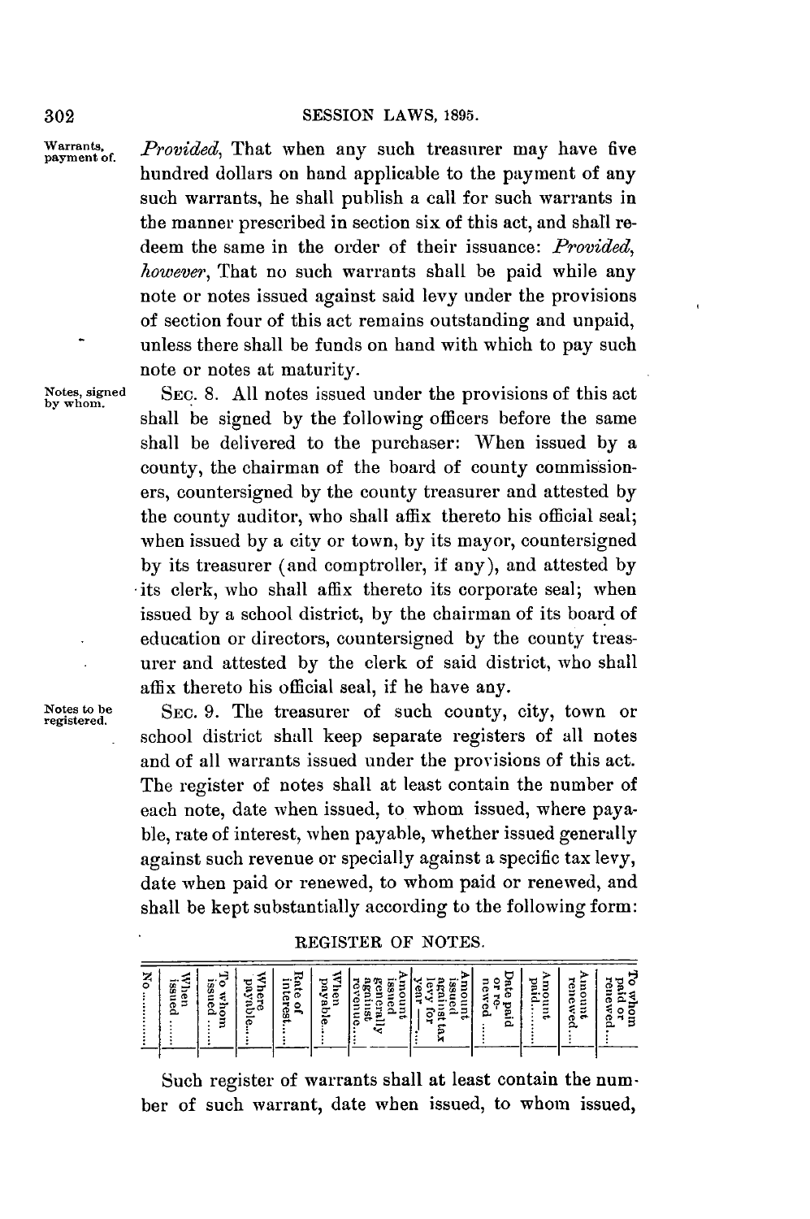Warrants, payment of.

*Provided*, That when any such treasurer may have five hundred dollars on hand applicable to the payment of any such warrants, he shall publish a call for such warrants in the manner prescribed in section six of this act, and shall redeem the same in the order of their issuance: *Provided, however*, That no such warrants shall be paid while any note or notes issued against said levy under the provisions of section four of this act remains outstanding and unpaid, unless there shall be funds on hand with which to pay such note or notes at maturity.

Notes, signed by whom.

SEC. 8. All notes issued under the provisions of this act shall be signed by the following officers before the same shall be delivered to the purchaser: When issued by a county, the chairman of the board of county commissioners, countersigned by the county treasurer and attested by the county auditor, who shall affix thereto his official seal; when issued by a city or town, by its mayor, countersigned by its treasurer (and comptroller, if any), and attested by its clerk, who shall affix thereto its corporate seal; when issued by a school district, by the chairman of its board of education or directors, countersigned by the county treasurer and attested by the clerk of said district, who shall affix thereto his official seal, if he have any.

Notes to be registered.

SEC. 9. The treasurer of such county, city, town or school district shall keep separate registers of all notes and of all warrants issued under the provisions of this act. The register of notes shall at least contain the number of each note, date when issued, to whom issued, where payable, rate of interest, when payable, whether issued generally against such revenue or specially against a specific tax levy, date when paid or renewed, to whom paid or renewed, and shall be kept substantially according to the following form:

REGISTER OF NOTES.

| No...... | When issued ..... | To whom issued ..... | Where payable.... | Rate of interest.... | When payable.... | Amount issued generally against revenue.... | Amount issued against tax levy for year —.... | Date paid or renewed .... | Amount paid.... | Amount renewed.... | To whom paid or renewed.... |
|---|---|---|---|---|---|---|---|---|---|---|---|
| | | | | | | | | | | | |

Such register of warrants shall at least contain the number of such warrant, date when issued, to whom issued,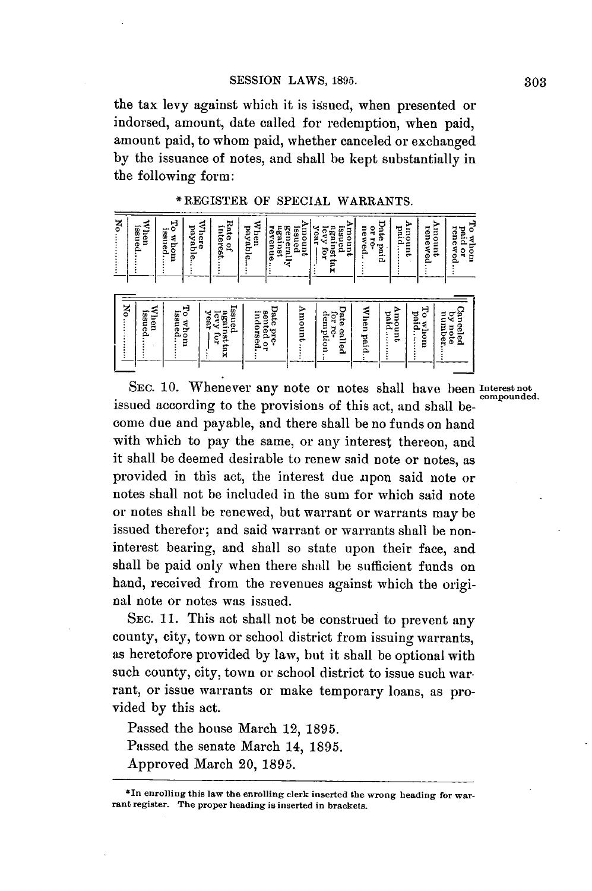the tax levy against which it is issued, when presented or indorsed, amount, date called for redemption, when paid, amount paid, to whom paid, whether canceled or exchanged by the issuance of notes, and shall be kept substantially in the following form:

*REGISTER OF SPECIAL WARRANTS.

| No...... | When issued...... | To whom issued...... | Where payable...... | Rate of interest...... | When payable...... | Amount issued generally against revenue...... | Amount issued against tax levy for year ___ ...... | Amount issued or renewed...... | Date paid or renewed...... | Amount paid...... | Amount renewed...... | To whom paid or renewed...... |
|---|---|---|---|---|---|---|---|---|---|---|---|---|
| | | | | | | | | | | | | |

| No...... | When issued...... | To whom issued...... | Issued against tax levy for year ___ ...... | Date presented or indorsed...... | Amount...... | Date called for redemption...... | When paid...... | Amount paid...... | To whom paid...... | Canceled by note number...... |
|---|---|---|---|---|---|---|---|---|---|---|
| | | | | | | | | | | |

Interest not compounded.

SEC. 10. Whenever any note or notes shall have been issued according to the provisions of this act, and shall become due and payable, and there shall be no funds on hand with which to pay the same, or any interest thereon, and it shall be deemed desirable to renew said note or notes, as provided in this act, the interest due upon said note or notes shall not be included in the sum for which said note or notes shall be renewed, but warrant or warrants may be issued therefor; and said warrant or warrants shall be non-interest bearing, and shall so state upon their face, and shall be paid only when there shall be sufficient funds on hand, received from the revenues against which the original note or notes was issued.

SEC. 11. This act shall not be construed to prevent any county, city, town or school district from issuing warrants, as heretofore provided by law, but it shall be optional with such county, city, town or school district to issue such warrant, or issue warrants or make temporary loans, as provided by this act.

Passed the house March 12, 1895.
Passed the senate March 14, 1895.
Approved March 20, 1895.

*In enrolling this law the enrolling clerk inserted the wrong heading for warrant register. The proper heading is inserted in brackets.